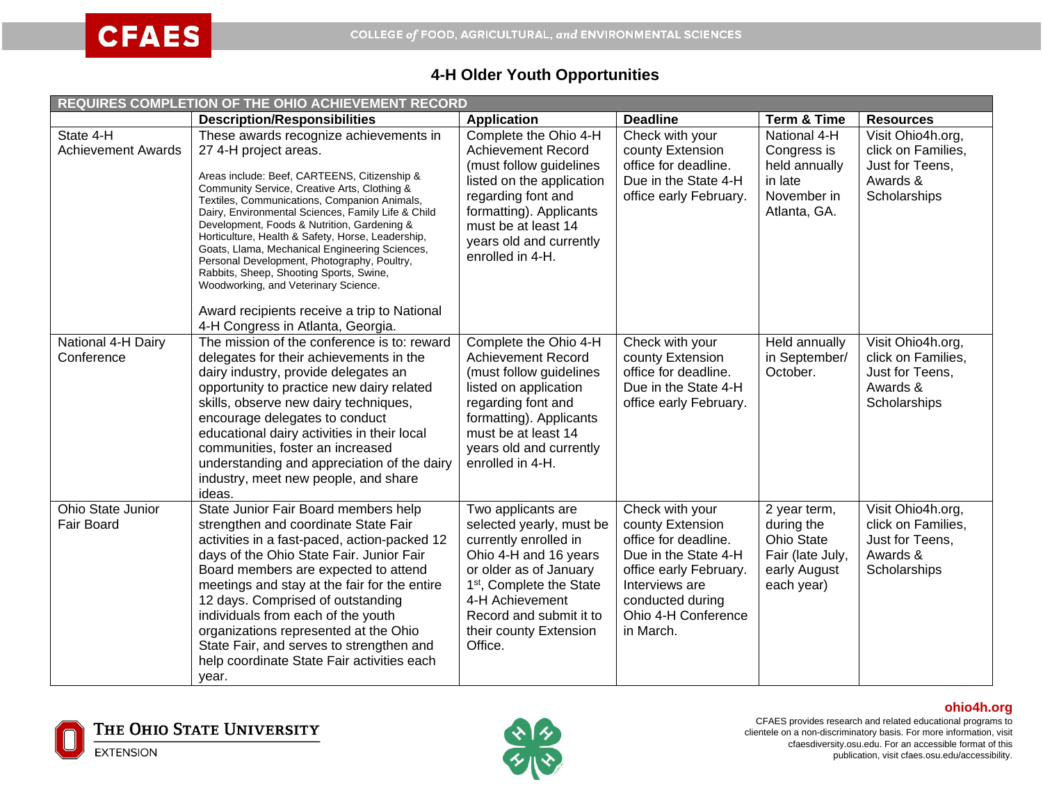# 4-H Older Youth Opportunities

| REQUIRES COMPLETION OF THE OHIO ACHIEVEMENT RECORD | | | | | |
|---|---|---|---|---|---|
| | **Description/Responsibilities** | **Application** | **Deadline** | **Term & Time** | **Resources** |
| State 4-H Achievement Awards | These awards recognize achievements in 27 4-H project areas.<br><br>Areas include: Beef, CARTEENS, Citizenship & Community Service, Creative Arts, Clothing & Textiles, Communications, Companion Animals, Dairy, Environmental Sciences, Family Life & Child Development, Foods & Nutrition, Gardening & Horticulture, Health & Safety, Horse, Leadership, Goats, Llama, Mechanical Engineering Sciences, Personal Development, Photography, Poultry, Rabbits, Sheep, Shooting Sports, Swine, Woodworking, and Veterinary Science.<br><br>Award recipients receive a trip to National 4-H Congress in Atlanta, Georgia. | Complete the Ohio 4-H Achievement Record (must follow guidelines listed on the application regarding font and formatting). Applicants must be at least 14 years old and currently enrolled in 4-H. | Check with your county Extension office for deadline. Due in the State 4-H office early February. | National 4-H Congress is held annually in late November in Atlanta, GA. | Visit Ohio4h.org, click on Families, Just for Teens, Awards & Scholarships |
| National 4-H Dairy Conference | The mission of the conference is to: reward delegates for their achievements in the dairy industry, provide delegates an opportunity to practice new dairy related skills, observe new dairy techniques, encourage delegates to conduct educational dairy activities in their local communities, foster an increased understanding and appreciation of the dairy industry, meet new people, and share ideas. | Complete the Ohio 4-H Achievement Record (must follow guidelines listed on application regarding font and formatting). Applicants must be at least 14 years old and currently enrolled in 4-H. | Check with your county Extension office for deadline. Due in the State 4-H office early February. | Held annually in September/ October. | Visit Ohio4h.org, click on Families, Just for Teens, Awards & Scholarships |
| Ohio State Junior Fair Board | State Junior Fair Board members help strengthen and coordinate State Fair activities in a fast-paced, action-packed 12 days of the Ohio State Fair. Junior Fair Board members are expected to attend meetings and stay at the fair for the entire 12 days. Comprised of outstanding individuals from each of the youth organizations represented at the Ohio State Fair, and serves to strengthen and help coordinate State Fair activities each year. | Two applicants are selected yearly, must be currently enrolled in Ohio 4-H and 16 years or older as of January 1st, Complete the State 4-H Achievement Record and submit it to their county Extension Office. | Check with your county Extension office for deadline. Due in the State 4-H office early February. Interviews are conducted during Ohio 4-H Conference in March. | 2 year term, during the Ohio State Fair (late July, early August each year) | Visit Ohio4h.org, click on Families, Just for Teens, Awards & Scholarships |

**ohio4h.org**

CFAES provides research and related educational programs to clientele on a non-discriminatory basis. For more information, visit cfaesdiversity.osu.edu. For an accessible format of this publication, visit cfaes.osu.edu/accessibility.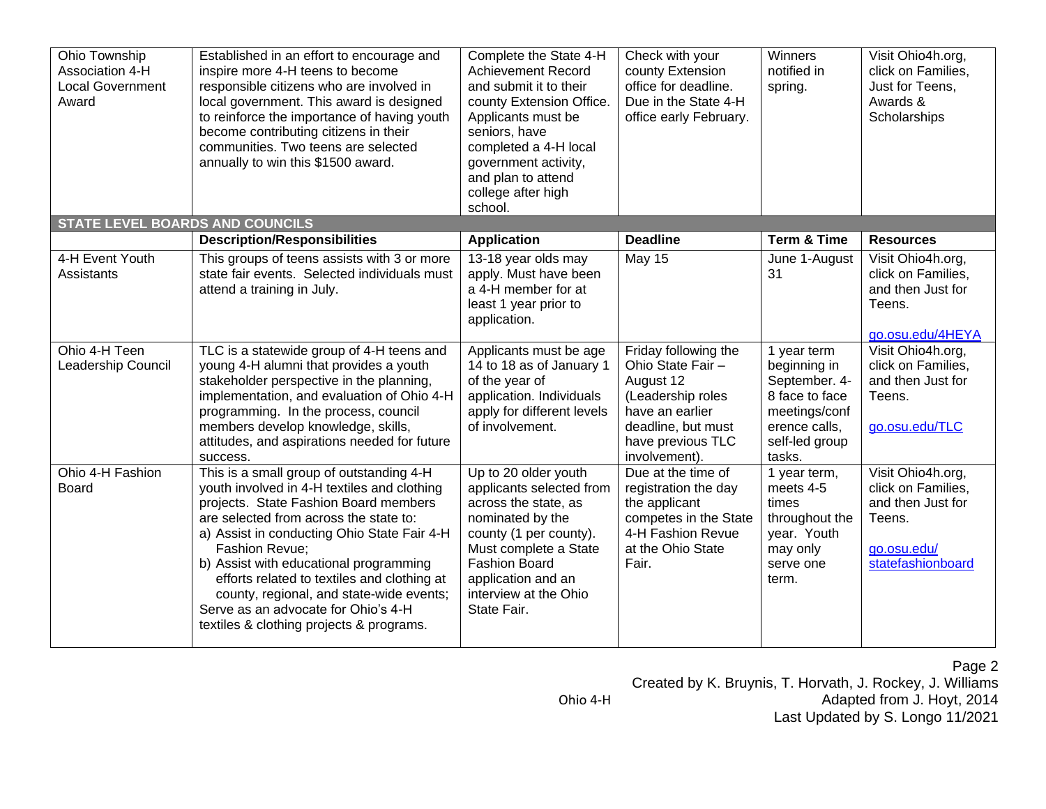| Ohio Township Association 4-H Local Government Award | Established in an effort to encourage and inspire more 4-H teens to become responsible citizens who are involved in local government. This award is designed to reinforce the importance of having youth become contributing citizens in their communities. Two teens are selected annually to win this $1500 award. | Complete the State 4-H Achievement Record and submit it to their county Extension Office. Applicants must be seniors, have completed a 4-H local government activity, and plan to attend college after high school. | Check with your county Extension office for deadline. Due in the State 4-H office early February. | Winners notified in spring. | Visit Ohio4h.org, click on Families, Just for Teens, Awards & Scholarships |
|---|---|---|---|---|---|
| **STATE LEVEL BOARDS AND COUNCILS** | | | | | |
| | **Description/Responsibilities** | **Application** | **Deadline** | **Term & Time** | **Resources** |
| 4-H Event Youth Assistants | This groups of teens assists with 3 or more state fair events. Selected individuals must attend a training in July. | 13-18 year olds may apply. Must have been a 4-H member for at least 1 year prior to application. | May 15 | June 1-August 31 | Visit Ohio4h.org, click on Families, and then Just for Teens. go.osu.edu/4HEYA |
| Ohio 4-H Teen Leadership Council | TLC is a statewide group of 4-H teens and young 4-H alumni that provides a youth stakeholder perspective in the planning, implementation, and evaluation of Ohio 4-H programming. In the process, council members develop knowledge, skills, attitudes, and aspirations needed for future success. | Applicants must be age 14 to 18 as of January 1 of the year of application. Individuals apply for different levels of involvement. | Friday following the Ohio State Fair – August 12 (Leadership roles have an earlier deadline, but must have previous TLC involvement). | 1 year term beginning in September. 4-8 face to face meetings/conference calls, self-led group tasks. | Visit Ohio4h.org, click on Families, and then Just for Teens. go.osu.edu/TLC |
| Ohio 4-H Fashion Board | This is a small group of outstanding 4-H youth involved in 4-H textiles and clothing projects. State Fashion Board members are selected from across the state to: a) Assist in conducting Ohio State Fair 4-H Fashion Revue; b) Assist with educational programming efforts related to textiles and clothing at county, regional, and state-wide events; Serve as an advocate for Ohio's 4-H textiles & clothing projects & programs. | Up to 20 older youth applicants selected from across the state, as nominated by the county (1 per county). Must complete a State Fashion Board application and an interview at the Ohio State Fair. | Due at the time of registration the day the applicant competes in the State 4-H Fashion Revue at the Ohio State Fair. | 1 year term, meets 4-5 times throughout the year. Youth may only serve one term. | Visit Ohio4h.org, click on Families, and then Just for Teens. go.osu.edu/statefashionboard |

Created by K. Bruynis, T. Horvath, J. Rockey, J. Williams
Adapted from J. Hoyt, 2014
Last Updated by S. Longo 11/2021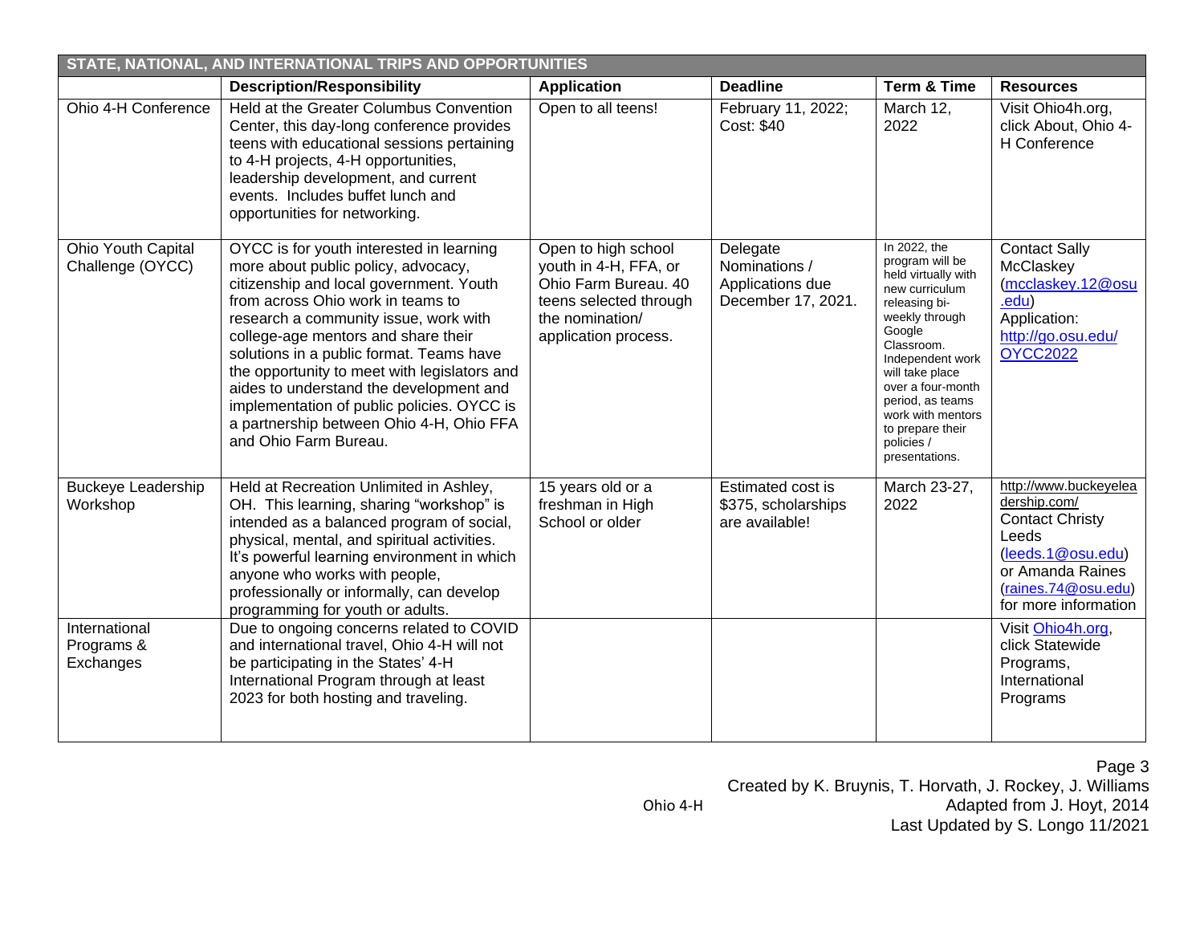| STATE, NATIONAL, AND INTERNATIONAL TRIPS AND OPPORTUNITIES | | | | | |
|---|---|---|---|---|---|
| | **Description/Responsibility** | **Application** | **Deadline** | **Term & Time** | **Resources** |
| Ohio 4-H Conference | Held at the Greater Columbus Convention Center, this day-long conference provides teens with educational sessions pertaining to 4-H projects, 4-H opportunities, leadership development, and current events. Includes buffet lunch and opportunities for networking. | Open to all teens! | February 11, 2022; Cost: $40 | March 12, 2022 | Visit Ohio4h.org, click About, Ohio 4-H Conference |
| Ohio Youth Capital Challenge (OYCC) | OYCC is for youth interested in learning more about public policy, advocacy, citizenship and local government. Youth from across Ohio work in teams to research a community issue, work with college-age mentors and share their solutions in a public format. Teams have the opportunity to meet with legislators and aides to understand the development and implementation of public policies. OYCC is a partnership between Ohio 4-H, Ohio FFA and Ohio Farm Bureau. | Open to high school youth in 4-H, FFA, or Ohio Farm Bureau. 40 teens selected through the nomination/ application process. | Delegate Nominations / Applications due December 17, 2021. | In 2022, the program will be held virtually with new curriculum releasing bi-weekly through Google Classroom. Independent work will take place over a four-month period, as teams work with mentors to prepare their policies / presentations. | Contact Sally McClaskey (mcclaskey.12@osu.edu) Application: http://go.osu.edu/OYCC2022 |
| Buckeye Leadership Workshop | Held at Recreation Unlimited in Ashley, OH. This learning, sharing "workshop" is intended as a balanced program of social, physical, mental, and spiritual activities. It's powerful learning environment in which anyone who works with people, professionally or informally, can develop programming for youth or adults. | 15 years old or a freshman in High School or older | Estimated cost is $375, scholarships are available! | March 23-27, 2022 | http://www.buckeyeleadership.com/ Contact Christy Leeds (leeds.1@osu.edu) or Amanda Raines (raines.74@osu.edu) for more information |
| International Programs & Exchanges | Due to ongoing concerns related to COVID and international travel, Ohio 4-H will not be participating in the States' 4-H International Program through at least 2023 for both hosting and traveling. | | | | Visit Ohio4h.org, click Statewide Programs, International Programs |

Created by K. Bruynis, T. Horvath, J. Rockey, J. Williams
Adapted from J. Hoyt, 2014
Last Updated by S. Longo 11/2021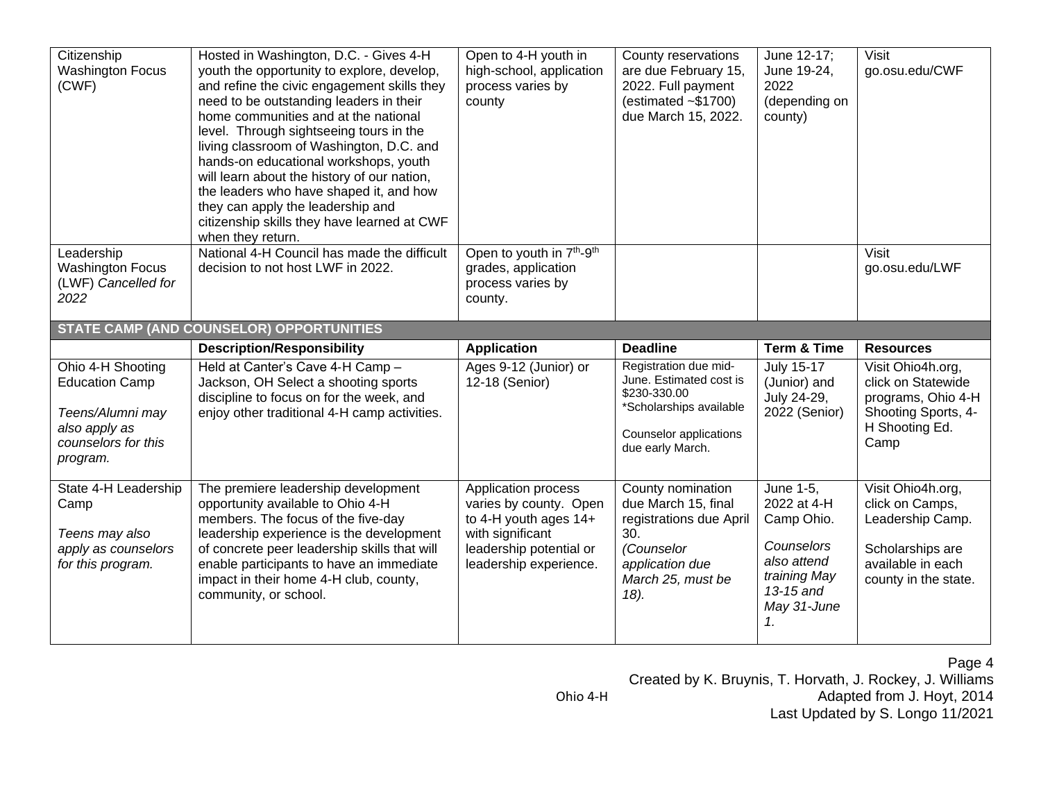| | | | | | |
|---|---|---|---|---|---|
| Citizenship Washington Focus (CWF) | Hosted in Washington, D.C. - Gives 4-H youth the opportunity to explore, develop, and refine the civic engagement skills they need to be outstanding leaders in their home communities and at the national level. Through sightseeing tours in the living classroom of Washington, D.C. and hands-on educational workshops, youth will learn about the history of our nation, the leaders who have shaped it, and how they can apply the leadership and citizenship skills they have learned at CWF when they return. | Open to 4-H youth in high-school, application process varies by county | County reservations are due February 15, 2022. Full payment (estimated ~$1700) due March 15, 2022. | June 12-17; June 19-24, 2022 (depending on county) | Visit go.osu.edu/CWF |
| Leadership Washington Focus (LWF) *Cancelled for 2022* | National 4-H Council has made the difficult decision to not host LWF in 2022. | Open to youth in 7th-9th grades, application process varies by county. | | | Visit go.osu.edu/LWF |
| **STATE CAMP (AND COUNSELOR) OPPORTUNITIES** | | | | | |
| | **Description/Responsibility** | **Application** | **Deadline** | **Term & Time** | **Resources** |
| Ohio 4-H Shooting Education Camp<br><br>*Teens/Alumni may also apply as counselors for this program.* | Held at Canter's Cave 4-H Camp – Jackson, OH Select a shooting sports discipline to focus on for the week, and enjoy other traditional 4-H camp activities. | Ages 9-12 (Junior) or 12-18 (Senior) | Registration due mid-June. Estimated cost is $230-330.00<br>*Scholarships available<br><br>Counselor applications due early March. | July 15-17 (Junior) and July 24-29, 2022 (Senior) | Visit Ohio4h.org, click on Statewide programs, Ohio 4-H Shooting Sports, 4-H Shooting Ed. Camp |
| State 4-H Leadership Camp<br><br>*Teens may also apply as counselors for this program.* | The premiere leadership development opportunity available to Ohio 4-H members. The focus of the five-day leadership experience is the development of concrete peer leadership skills that will enable participants to have an immediate impact in their home 4-H club, county, community, or school. | Application process varies by county. Open to 4-H youth ages 14+ with significant leadership potential or leadership experience. | County nomination due March 15, final registrations due April 30.<br>*(Counselor application due March 25, must be 18).* | June 1-5, 2022 at 4-H Camp Ohio.<br><br>*Counselors also attend training May 13-15 and May 31-June 1.* | Visit Ohio4h.org, click on Camps, Leadership Camp.<br><br>Scholarships are available in each county in the state. |

Created by K. Bruynis, T. Horvath, J. Rockey, J. Williams
Adapted from J. Hoyt, 2014
Last Updated by S. Longo 11/2021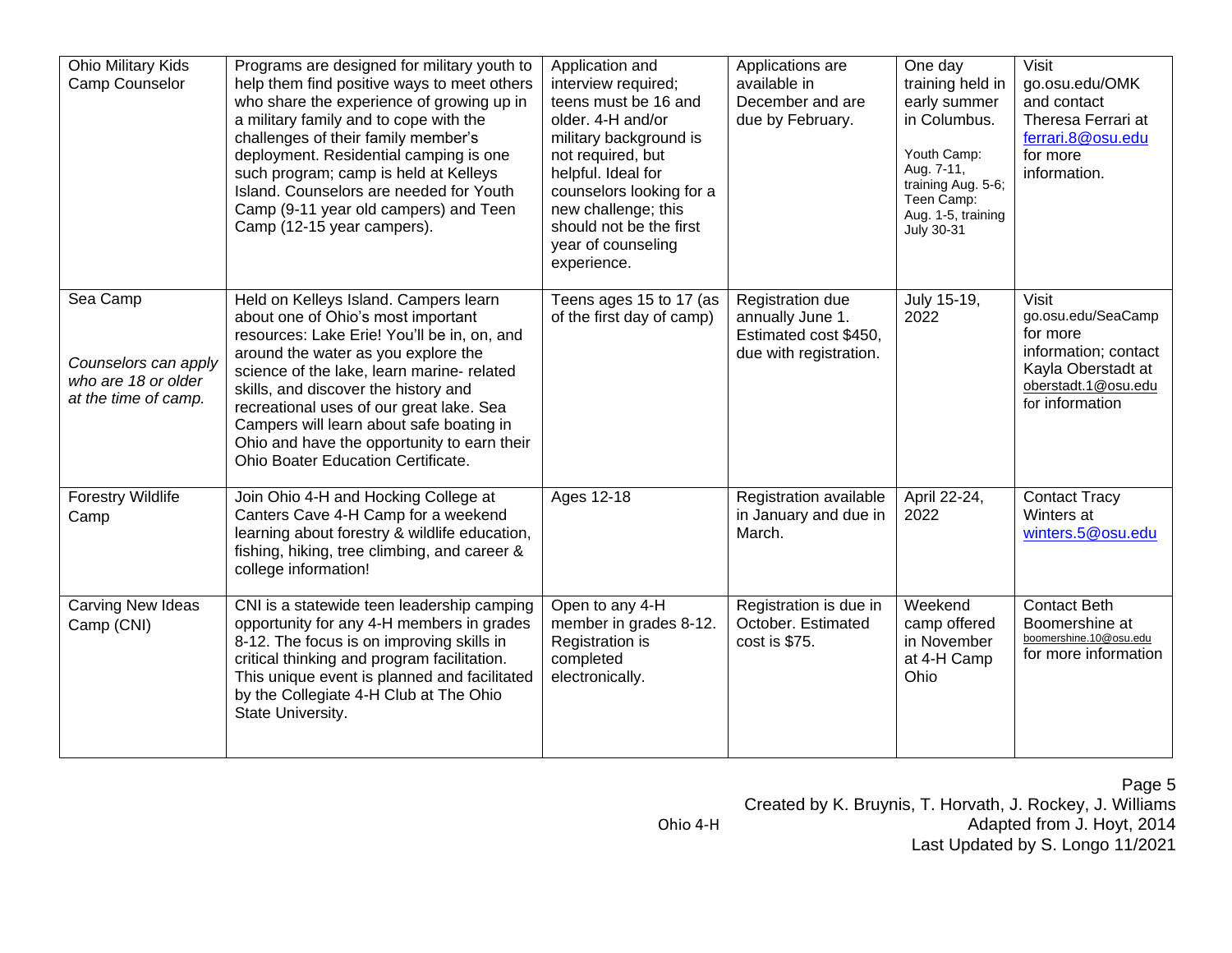| | | | | | |
|---|---|---|---|---|---|
| Ohio Military Kids Camp Counselor | Programs are designed for military youth to help them find positive ways to meet others who share the experience of growing up in a military family and to cope with the challenges of their family member's deployment. Residential camping is one such program; camp is held at Kelleys Island. Counselors are needed for Youth Camp (9-11 year old campers) and Teen Camp (12-15 year campers). | Application and interview required; teens must be 16 and older. 4-H and/or military background is not required, but helpful. Ideal for counselors looking for a new challenge; this should not be the first year of counseling experience. | Applications are available in December and are due by February. | One day training held in early summer in Columbus.<br><br>Youth Camp: Aug. 7-11, training Aug. 5-6; Teen Camp: Aug. 1-5, training July 30-31 | Visit go.osu.edu/OMK and contact Theresa Ferrari at ferrari.8@osu.edu for more information. |
| Sea Camp<br><br>*Counselors can apply who are 18 or older at the time of camp.* | Held on Kelleys Island. Campers learn about one of Ohio's most important resources: Lake Erie! You'll be in, on, and around the water as you explore the science of the lake, learn marine- related skills, and discover the history and recreational uses of our great lake. Sea Campers will learn about safe boating in Ohio and have the opportunity to earn their Ohio Boater Education Certificate. | Teens ages 15 to 17 (as of the first day of camp) | Registration due annually June 1. Estimated cost $450, due with registration. | July 15-19, 2022 | Visit go.osu.edu/SeaCamp for more information; contact Kayla Oberstadt at oberstadt.1@osu.edu for information |
| Forestry Wildlife Camp | Join Ohio 4-H and Hocking College at Canters Cave 4-H Camp for a weekend learning about forestry & wildlife education, fishing, hiking, tree climbing, and career & college information! | Ages 12-18 | Registration available in January and due in March. | April 22-24, 2022 | Contact Tracy Winters at winters.5@osu.edu |
| Carving New Ideas Camp (CNI) | CNI is a statewide teen leadership camping opportunity for any 4-H members in grades 8-12. The focus is on improving skills in critical thinking and program facilitation. This unique event is planned and facilitated by the Collegiate 4-H Club at The Ohio State University. | Open to any 4-H member in grades 8-12. Registration is completed electronically. | Registration is due in October. Estimated cost is $75. | Weekend camp offered in November at 4-H Camp Ohio | Contact Beth Boomershine at boomershine.10@osu.edu for more information |

Created by K. Bruynis, T. Horvath, J. Rockey, J. Williams
Adapted from J. Hoyt, 2014
Last Updated by S. Longo 11/2021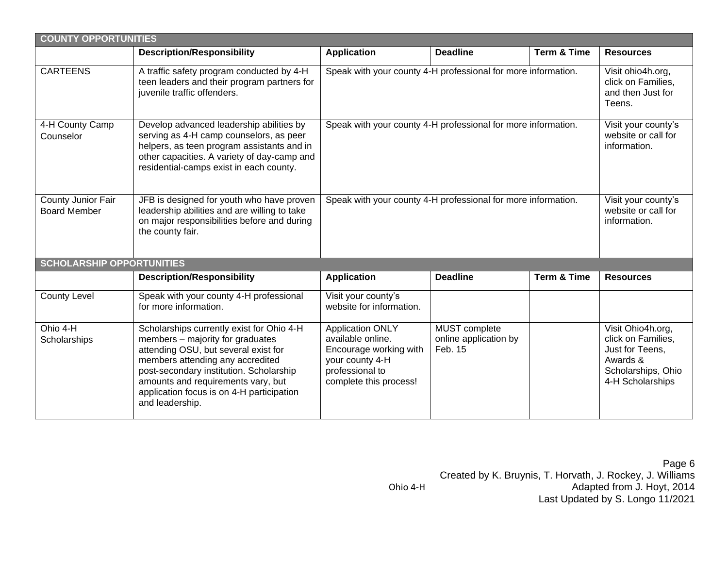| COUNTY OPPORTUNITIES | | | | | |
|---|---|---|---|---|---|
| | **Description/Responsibility** | **Application** | **Deadline** | **Term & Time** | **Resources** |
| CARTEENS | A traffic safety program conducted by 4-H teen leaders and their program partners for juvenile traffic offenders. | Speak with your county 4-H professional for more information. | | | Visit ohio4h.org, click on Families, and then Just for Teens. |
| 4-H County Camp Counselor | Develop advanced leadership abilities by serving as 4-H camp counselors, as peer helpers, as teen program assistants and in other capacities. A variety of day-camp and residential-camps exist in each county. | Speak with your county 4-H professional for more information. | | | Visit your county's website or call for information. |
| County Junior Fair Board Member | JFB is designed for youth who have proven leadership abilities and are willing to take on major responsibilities before and during the county fair. | Speak with your county 4-H professional for more information. | | | Visit your county's website or call for information. |
| **SCHOLARSHIP OPPORTUNITIES** | | | | | |
| | **Description/Responsibility** | **Application** | **Deadline** | **Term & Time** | **Resources** |
| County Level | Speak with your county 4-H professional for more information. | Visit your county's website for information. | | | |
| Ohio 4-H Scholarships | Scholarships currently exist for Ohio 4-H members – majority for graduates attending OSU, but several exist for members attending any accredited post-secondary institution. Scholarship amounts and requirements vary, but application focus is on 4-H participation and leadership. | Application ONLY available online. Encourage working with your county 4-H professional to complete this process! | MUST complete online application by Feb. 15 | | Visit Ohio4h.org, click on Families, Just for Teens, Awards & Scholarships, Ohio 4-H Scholarships |

Created by K. Bruynis, T. Horvath, J. Rockey, J. Williams
Adapted from J. Hoyt, 2014
Last Updated by S. Longo 11/2021